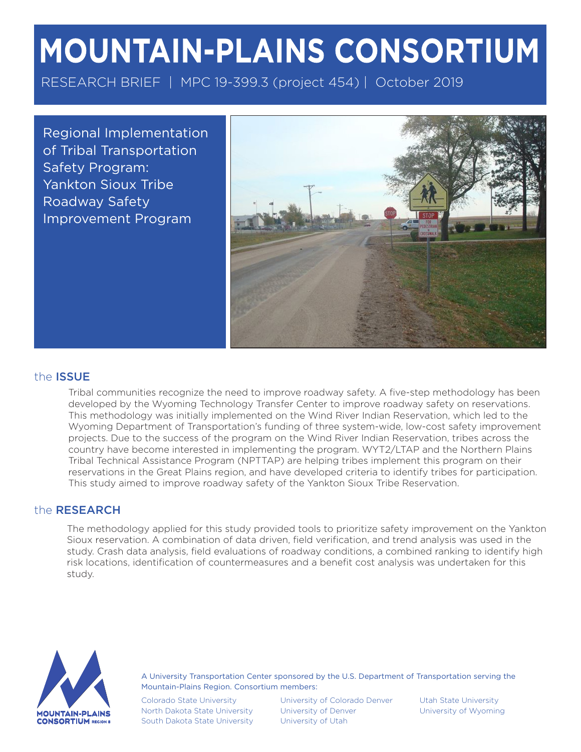# MOUNTAIN-PLAINS CONSORTIUM

RESEARCH BRIEF | MPC 19-399.3 (project 454) | October 2019

## Regional Implementation of Tribal Transportation Safety Program: Yankton Sioux Tribe Roadway Safety Improvement Program

## the ISSUE

Tribal communities recognize the need to improve roadway safety. A five-step methodology has been developed by the Wyoming Technology Transfer Center to improve roadway safety on reservations. This methodology was initially implemented on the Wind River Indian Reservation, which led to the Wyoming Department of Transportation's funding of three system-wide, low-cost safety improvement projects. Due to the success of the program on the Wind River Indian Reservation, tribes across the country have become interested in implementing the program. WYT2/LTAP and the Northern Plains Tribal Technical Assistance Program (NPTTAP) are helping tribes implement this program on their reservations in the Great Plains region, and have developed criteria to identify tribes for participation. This study aimed to improve roadway safety of the Yankton Sioux Tribe Reservation.

## the RESEARCH

The methodology applied for this study provided tools to prioritize safety improvement on the Yankton Sioux reservation. A combination of data driven, field verification, and trend analysis was used in the study. Crash data analysis, field evaluations of roadway conditions, a combined ranking to identify high risk locations, identification of countermeasures and a benefit cost analysis was undertaken for this study.

A University Transportation Center sponsored by the U.S. Department of Transportation serving the Mountain-Plains Region. Consortium members:

Colorado State University
North Dakota State University
South Dakota State University
University of Colorado Denver
University of Denver
University of Utah
Utah State University
University of Wyoming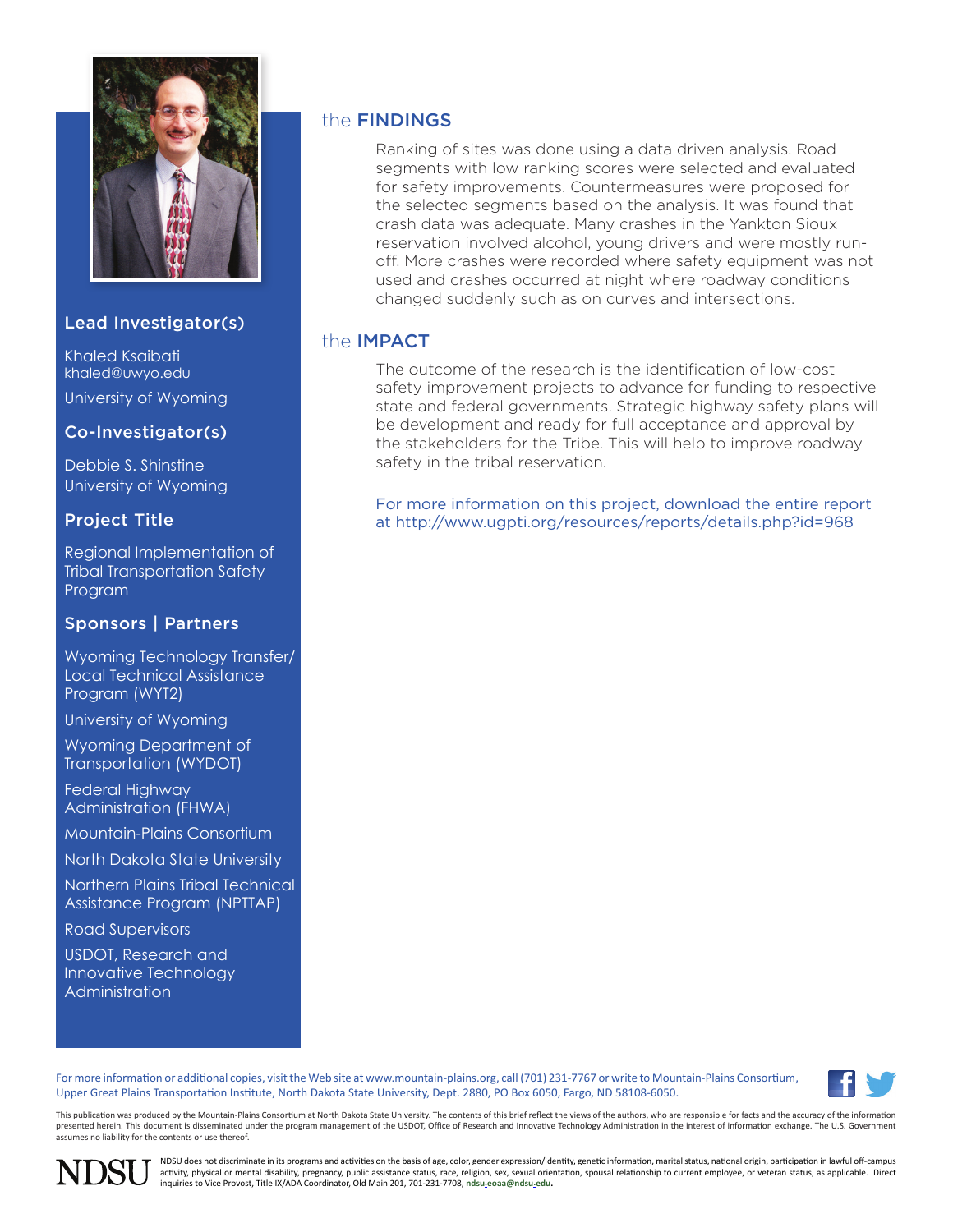### Lead Investigator(s)

Khaled Ksaibati
khaled@uwyo.edu
University of Wyoming

### Co-Investigator(s)

Debbie S. Shinstine
University of Wyoming

### Project Title

Regional Implementation of Tribal Transportation Safety Program

### Sponsors | Partners

Wyoming Technology Transfer/ Local Technical Assistance Program (WYT2)

University of Wyoming

Wyoming Department of Transportation (WYDOT)

Federal Highway Administration (FHWA)

Mountain-Plains Consortium

North Dakota State University

Northern Plains Tribal Technical Assistance Program (NPTTAP)

Road Supervisors

USDOT, Research and Innovative Technology Administration

## the FINDINGS

Ranking of sites was done using a data driven analysis. Road segments with low ranking scores were selected and evaluated for safety improvements. Countermeasures were proposed for the selected segments based on the analysis. It was found that crash data was adequate. Many crashes in the Yankton Sioux reservation involved alcohol, young drivers and were mostly run-off. More crashes were recorded where safety equipment was not used and crashes occurred at night where roadway conditions changed suddenly such as on curves and intersections.

## the IMPACT

The outcome of the research is the identification of low-cost safety improvement projects to advance for funding to respective state and federal governments. Strategic highway safety plans will be development and ready for full acceptance and approval by the stakeholders for the Tribe. This will help to improve roadway safety in the tribal reservation.

For more information on this project, download the entire report at http://www.ugpti.org/resources/reports/details.php?id=968

For more information or additional copies, visit the Web site at www.mountain-plains.org, call (701) 231-7767 or write to Mountain-Plains Consortium, Upper Great Plains Transportation Institute, North Dakota State University, Dept. 2880, PO Box 6050, Fargo, ND 58108-6050.

This publication was produced by the Mountain-Plains Consortium at North Dakota State University. The contents of this brief reflect the views of the authors, who are responsible for facts and the accuracy of the information presented herein. This document is disseminated under the program management of the USDOT, Office of Research and Innovative Technology Administration in the interest of information exchange. The U.S. Government assumes no liability for the contents or use thereof.

NDSU

NDSU does not discriminate in its programs and activities on the basis of age, color, gender expression/identity, genetic information, marital status, national origin, participation in lawful off-campus activity, physical or mental disability, pregnancy, public assistance status, race, religion, sex, sexual orientation, spousal relationship to current employee, or veteran status, as applicable. Direct inquiries to Vice Provost, Title IX/ADA Coordinator, Old Main 201, 701-231-7708, **ndsu.eoaa@ndsu.edu.**